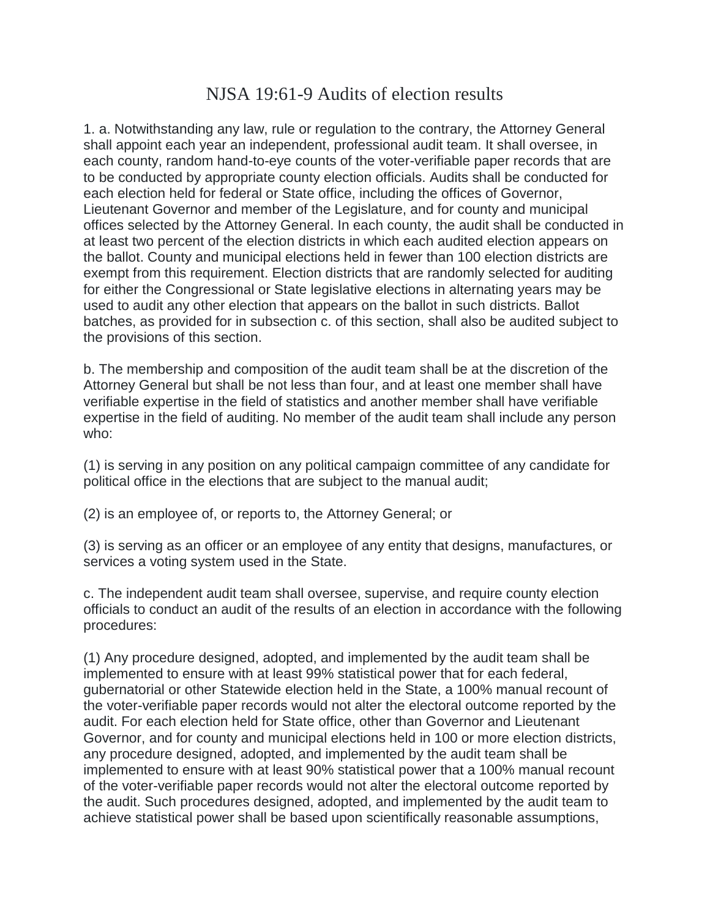# NJSA 19:61-9 Audits of election results

1. a. Notwithstanding any law, rule or regulation to the contrary, the Attorney General shall appoint each year an independent, professional audit team. It shall oversee, in each county, random hand-to-eye counts of the voter-verifiable paper records that are to be conducted by appropriate county election officials. Audits shall be conducted for each election held for federal or State office, including the offices of Governor, Lieutenant Governor and member of the Legislature, and for county and municipal offices selected by the Attorney General. In each county, the audit shall be conducted in at least two percent of the election districts in which each audited election appears on the ballot. County and municipal elections held in fewer than 100 election districts are exempt from this requirement. Election districts that are randomly selected for auditing for either the Congressional or State legislative elections in alternating years may be used to audit any other election that appears on the ballot in such districts. Ballot batches, as provided for in subsection c. of this section, shall also be audited subject to the provisions of this section.

b. The membership and composition of the audit team shall be at the discretion of the Attorney General but shall be not less than four, and at least one member shall have verifiable expertise in the field of statistics and another member shall have verifiable expertise in the field of auditing. No member of the audit team shall include any person who:

(1) is serving in any position on any political campaign committee of any candidate for political office in the elections that are subject to the manual audit;

(2) is an employee of, or reports to, the Attorney General; or

(3) is serving as an officer or an employee of any entity that designs, manufactures, or services a voting system used in the State.

c. The independent audit team shall oversee, supervise, and require county election officials to conduct an audit of the results of an election in accordance with the following procedures:

(1) Any procedure designed, adopted, and implemented by the audit team shall be implemented to ensure with at least 99% statistical power that for each federal, gubernatorial or other Statewide election held in the State, a 100% manual recount of the voter-verifiable paper records would not alter the electoral outcome reported by the audit. For each election held for State office, other than Governor and Lieutenant Governor, and for county and municipal elections held in 100 or more election districts, any procedure designed, adopted, and implemented by the audit team shall be implemented to ensure with at least 90% statistical power that a 100% manual recount of the voter-verifiable paper records would not alter the electoral outcome reported by the audit. Such procedures designed, adopted, and implemented by the audit team to achieve statistical power shall be based upon scientifically reasonable assumptions,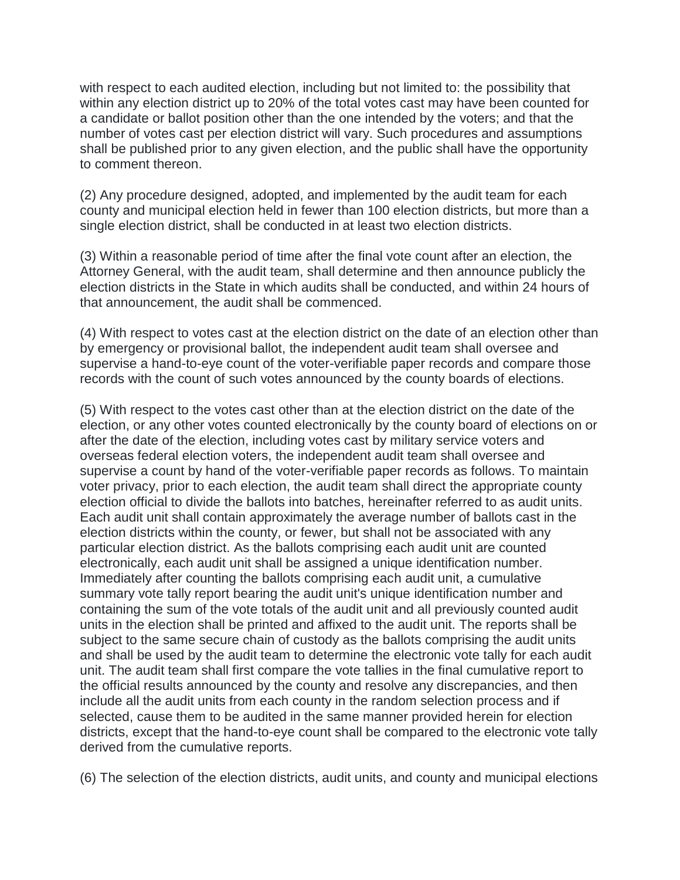with respect to each audited election, including but not limited to: the possibility that within any election district up to 20% of the total votes cast may have been counted for a candidate or ballot position other than the one intended by the voters; and that the number of votes cast per election district will vary. Such procedures and assumptions shall be published prior to any given election, and the public shall have the opportunity to comment thereon.

(2) Any procedure designed, adopted, and implemented by the audit team for each county and municipal election held in fewer than 100 election districts, but more than a single election district, shall be conducted in at least two election districts.

(3) Within a reasonable period of time after the final vote count after an election, the Attorney General, with the audit team, shall determine and then announce publicly the election districts in the State in which audits shall be conducted, and within 24 hours of that announcement, the audit shall be commenced.

(4) With respect to votes cast at the election district on the date of an election other than by emergency or provisional ballot, the independent audit team shall oversee and supervise a hand-to-eye count of the voter-verifiable paper records and compare those records with the count of such votes announced by the county boards of elections.

(5) With respect to the votes cast other than at the election district on the date of the election, or any other votes counted electronically by the county board of elections on or after the date of the election, including votes cast by military service voters and overseas federal election voters, the independent audit team shall oversee and supervise a count by hand of the voter-verifiable paper records as follows. To maintain voter privacy, prior to each election, the audit team shall direct the appropriate county election official to divide the ballots into batches, hereinafter referred to as audit units. Each audit unit shall contain approximately the average number of ballots cast in the election districts within the county, or fewer, but shall not be associated with any particular election district. As the ballots comprising each audit unit are counted electronically, each audit unit shall be assigned a unique identification number. Immediately after counting the ballots comprising each audit unit, a cumulative summary vote tally report bearing the audit unit's unique identification number and containing the sum of the vote totals of the audit unit and all previously counted audit units in the election shall be printed and affixed to the audit unit. The reports shall be subject to the same secure chain of custody as the ballots comprising the audit units and shall be used by the audit team to determine the electronic vote tally for each audit unit. The audit team shall first compare the vote tallies in the final cumulative report to the official results announced by the county and resolve any discrepancies, and then include all the audit units from each county in the random selection process and if selected, cause them to be audited in the same manner provided herein for election districts, except that the hand-to-eye count shall be compared to the electronic vote tally derived from the cumulative reports.

(6) The selection of the election districts, audit units, and county and municipal elections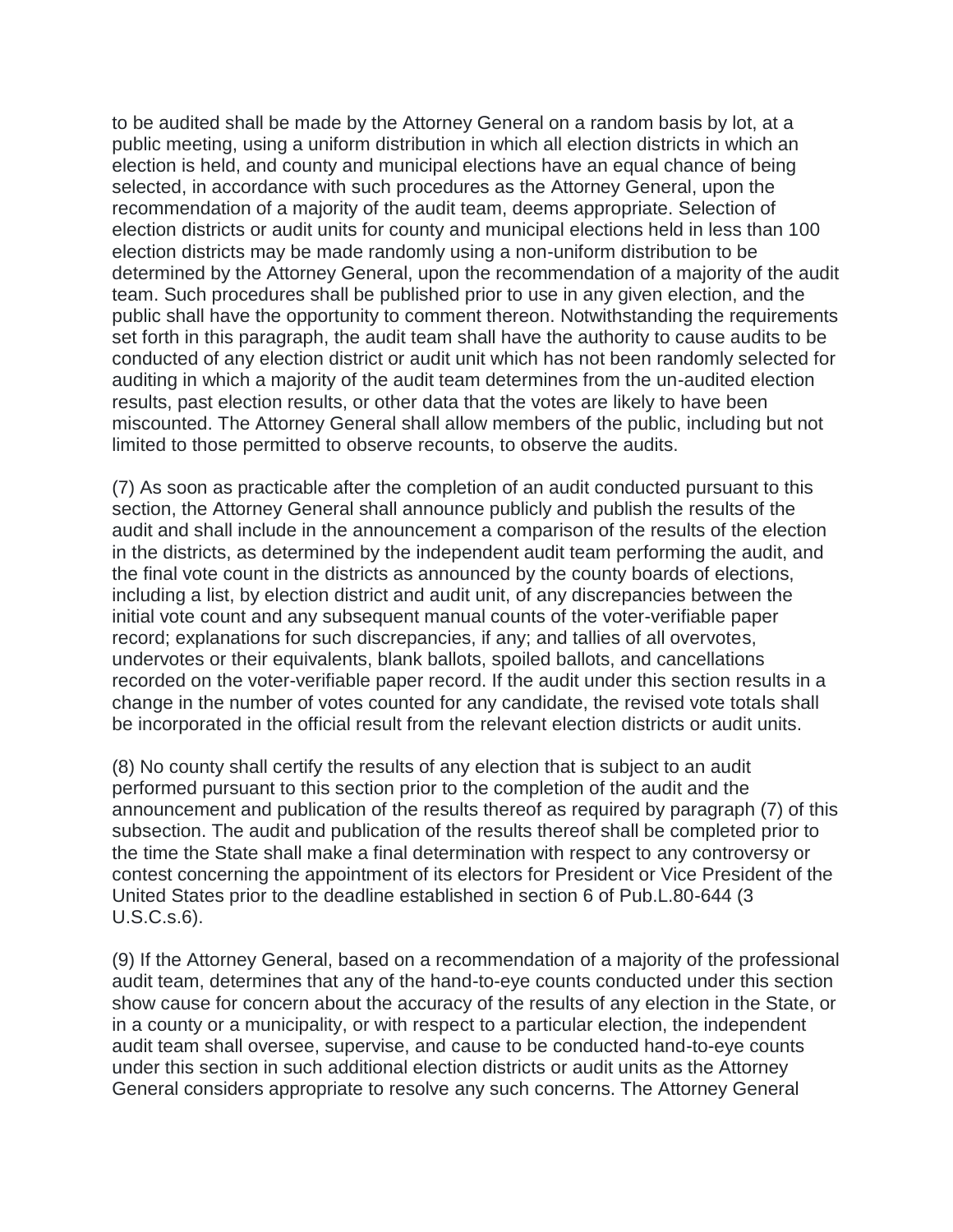to be audited shall be made by the Attorney General on a random basis by lot, at a public meeting, using a uniform distribution in which all election districts in which an election is held, and county and municipal elections have an equal chance of being selected, in accordance with such procedures as the Attorney General, upon the recommendation of a majority of the audit team, deems appropriate. Selection of election districts or audit units for county and municipal elections held in less than 100 election districts may be made randomly using a non-uniform distribution to be determined by the Attorney General, upon the recommendation of a majority of the audit team. Such procedures shall be published prior to use in any given election, and the public shall have the opportunity to comment thereon. Notwithstanding the requirements set forth in this paragraph, the audit team shall have the authority to cause audits to be conducted of any election district or audit unit which has not been randomly selected for auditing in which a majority of the audit team determines from the un-audited election results, past election results, or other data that the votes are likely to have been miscounted. The Attorney General shall allow members of the public, including but not limited to those permitted to observe recounts, to observe the audits.

(7) As soon as practicable after the completion of an audit conducted pursuant to this section, the Attorney General shall announce publicly and publish the results of the audit and shall include in the announcement a comparison of the results of the election in the districts, as determined by the independent audit team performing the audit, and the final vote count in the districts as announced by the county boards of elections, including a list, by election district and audit unit, of any discrepancies between the initial vote count and any subsequent manual counts of the voter-verifiable paper record; explanations for such discrepancies, if any; and tallies of all overvotes, undervotes or their equivalents, blank ballots, spoiled ballots, and cancellations recorded on the voter-verifiable paper record. If the audit under this section results in a change in the number of votes counted for any candidate, the revised vote totals shall be incorporated in the official result from the relevant election districts or audit units.

(8) No county shall certify the results of any election that is subject to an audit performed pursuant to this section prior to the completion of the audit and the announcement and publication of the results thereof as required by paragraph (7) of this subsection. The audit and publication of the results thereof shall be completed prior to the time the State shall make a final determination with respect to any controversy or contest concerning the appointment of its electors for President or Vice President of the United States prior to the deadline established in section 6 of Pub.L.80-644 (3 U.S.C.s.6).

(9) If the Attorney General, based on a recommendation of a majority of the professional audit team, determines that any of the hand-to-eye counts conducted under this section show cause for concern about the accuracy of the results of any election in the State, or in a county or a municipality, or with respect to a particular election, the independent audit team shall oversee, supervise, and cause to be conducted hand-to-eye counts under this section in such additional election districts or audit units as the Attorney General considers appropriate to resolve any such concerns. The Attorney General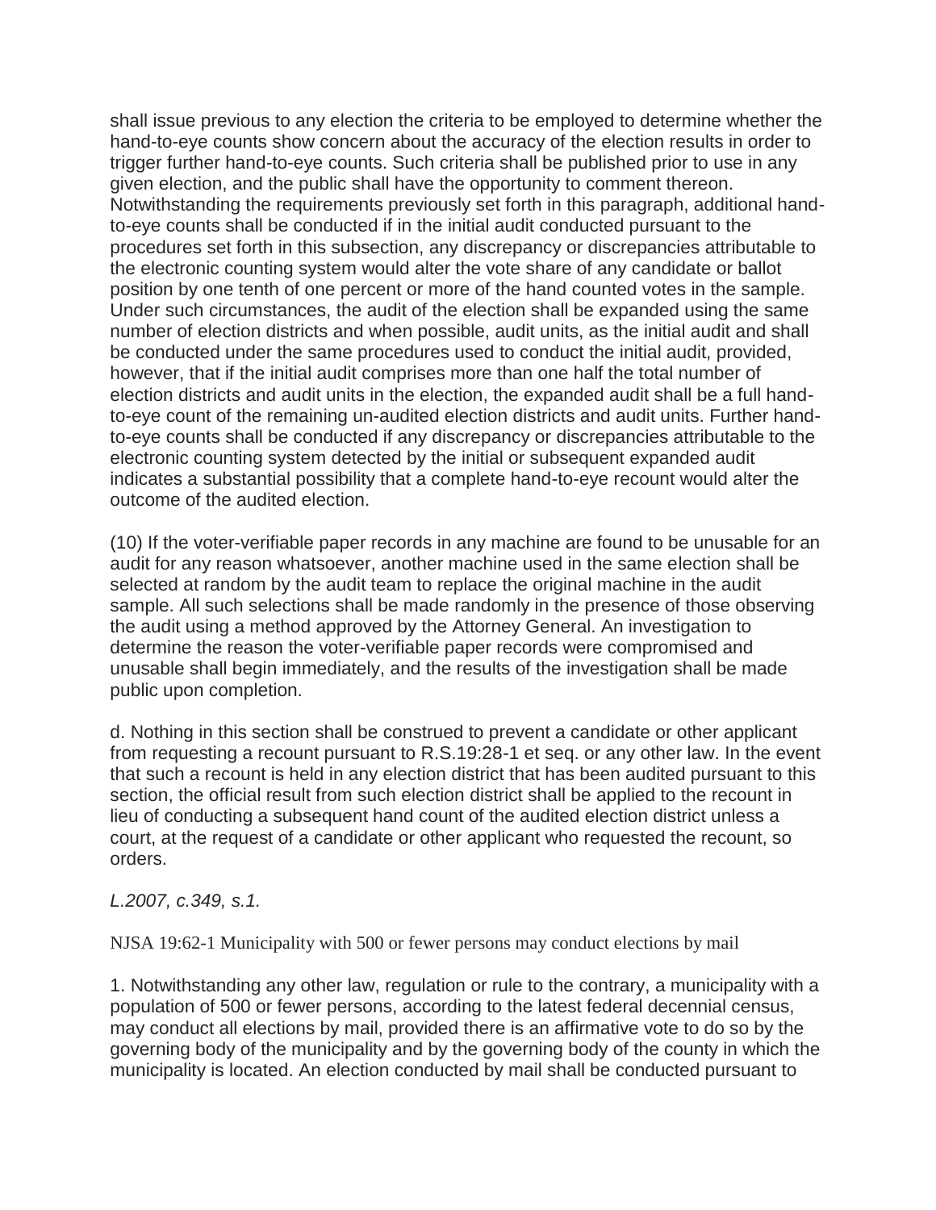shall issue previous to any election the criteria to be employed to determine whether the hand-to-eye counts show concern about the accuracy of the election results in order to trigger further hand-to-eye counts. Such criteria shall be published prior to use in any given election, and the public shall have the opportunity to comment thereon. Notwithstanding the requirements previously set forth in this paragraph, additional hand-to-eye counts shall be conducted if in the initial audit conducted pursuant to the procedures set forth in this subsection, any discrepancy or discrepancies attributable to the electronic counting system would alter the vote share of any candidate or ballot position by one tenth of one percent or more of the hand counted votes in the sample. Under such circumstances, the audit of the election shall be expanded using the same number of election districts and when possible, audit units, as the initial audit and shall be conducted under the same procedures used to conduct the initial audit, provided, however, that if the initial audit comprises more than one half the total number of election districts and audit units in the election, the expanded audit shall be a full hand-to-eye count of the remaining un-audited election districts and audit units. Further hand-to-eye counts shall be conducted if any discrepancy or discrepancies attributable to the electronic counting system detected by the initial or subsequent expanded audit indicates a substantial possibility that a complete hand-to-eye recount would alter the outcome of the audited election.

(10) If the voter-verifiable paper records in any machine are found to be unusable for an audit for any reason whatsoever, another machine used in the same election shall be selected at random by the audit team to replace the original machine in the audit sample. All such selections shall be made randomly in the presence of those observing the audit using a method approved by the Attorney General. An investigation to determine the reason the voter-verifiable paper records were compromised and unusable shall begin immediately, and the results of the investigation shall be made public upon completion.

d. Nothing in this section shall be construed to prevent a candidate or other applicant from requesting a recount pursuant to R.S.19:28-1 et seq. or any other law. In the event that such a recount is held in any election district that has been audited pursuant to this section, the official result from such election district shall be applied to the recount in lieu of conducting a subsequent hand count of the audited election district unless a court, at the request of a candidate or other applicant who requested the recount, so orders.

*L.2007, c.349, s.1.*

NJSA 19:62-1 Municipality with 500 or fewer persons may conduct elections by mail

1. Notwithstanding any other law, regulation or rule to the contrary, a municipality with a population of 500 or fewer persons, according to the latest federal decennial census, may conduct all elections by mail, provided there is an affirmative vote to do so by the governing body of the municipality and by the governing body of the county in which the municipality is located. An election conducted by mail shall be conducted pursuant to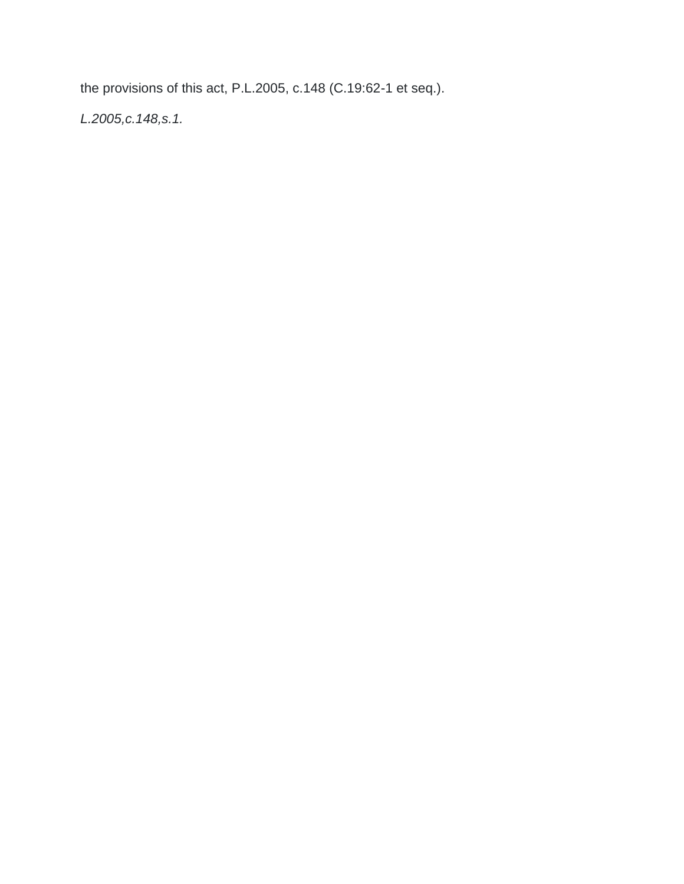the provisions of this act, P.L.2005, c.148 (C.19:62-1 et seq.).

*L.2005,c.148,s.1.*